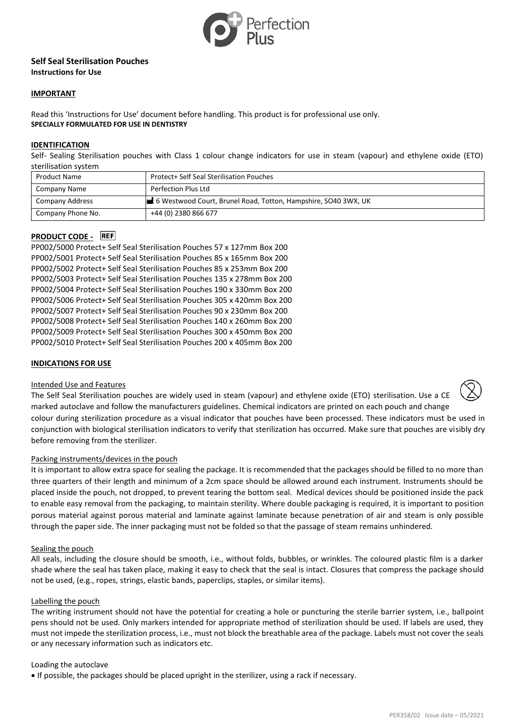# Self Seal Sterilisation Pouches

**Instructions for Use**

## IMPORTANT

Read this 'Instructions for Use' document before handling. This product is for professional use only.
**SPECIALLY FORMULATED FOR USE IN DENTISTRY**

## IDENTIFICATION

Self- Sealing Sterilisation pouches with Class 1 colour change indicators for use in steam (vapour) and ethylene oxide (ETO) sterilisation system

| Product Name | Protect+ Self Seal Sterilisation Pouches |
|---|---|
| Company Name | Perfection Plus Ltd |
| Company Address | 6 Westwood Court, Brunel Road, Totton, Hampshire, SO40 3WX, UK |
| Company Phone No. | +44 (0) 2380 866 677 |

## PRODUCT CODE - REF

PP002/5000 Protect+ Self Seal Sterilisation Pouches 57 x 127mm Box 200
PP002/5001 Protect+ Self Seal Sterilisation Pouches 85 x 165mm Box 200
PP002/5002 Protect+ Self Seal Sterilisation Pouches 85 x 253mm Box 200
PP002/5003 Protect+ Self Seal Sterilisation Pouches 135 x 278mm Box 200
PP002/5004 Protect+ Self Seal Sterilisation Pouches 190 x 330mm Box 200
PP002/5006 Protect+ Self Seal Sterilisation Pouches 305 x 420mm Box 200
PP002/5007 Protect+ Self Seal Sterilisation Pouches 90 x 230mm Box 200
PP002/5008 Protect+ Self Seal Sterilisation Pouches 140 x 260mm Box 200
PP002/5009 Protect+ Self Seal Sterilisation Pouches 300 x 450mm Box 200
PP002/5010 Protect+ Self Seal Sterilisation Pouches 200 x 405mm Box 200

## INDICATIONS FOR USE

### Intended Use and Features

The Self Seal Sterilisation pouches are widely used in steam (vapour) and ethylene oxide (ETO) sterilisation. Use a CE marked autoclave and follow the manufacturers guidelines. Chemical indicators are printed on each pouch and change colour during sterilization procedure as a visual indicator that pouches have been processed. These indicators must be used in conjunction with biological sterilisation indicators to verify that sterilization has occurred. Make sure that pouches are visibly dry before removing from the sterilizer.

### Packing instruments/devices in the pouch

It is important to allow extra space for sealing the package. It is recommended that the packages should be filled to no more than three quarters of their length and minimum of a 2cm space should be allowed around each instrument. Instruments should be placed inside the pouch, not dropped, to prevent tearing the bottom seal. Medical devices should be positioned inside the pack to enable easy removal from the packaging, to maintain sterility. Where double packaging is required, it is important to position porous material against porous material and laminate against laminate because penetration of air and steam is only possible through the paper side. The inner packaging must not be folded so that the passage of steam remains unhindered.

### Sealing the pouch

All seals, including the closure should be smooth, i.e., without folds, bubbles, or wrinkles. The coloured plastic film is a darker shade where the seal has taken place, making it easy to check that the seal is intact. Closures that compress the package should not be used, (e.g., ropes, strings, elastic bands, paperclips, staples, or similar items).

### Labelling the pouch

The writing instrument should not have the potential for creating a hole or puncturing the sterile barrier system, i.e., ballpoint pens should not be used. Only markers intended for appropriate method of sterilization should be used. If labels are used, they must not impede the sterilization process, i.e., must not block the breathable area of the package. Labels must not cover the seals or any necessary information such as indicators etc.

### Loading the autoclave

- If possible, the packages should be placed upright in the sterilizer, using a rack if necessary.

PER358/02 Issue date – 05/2021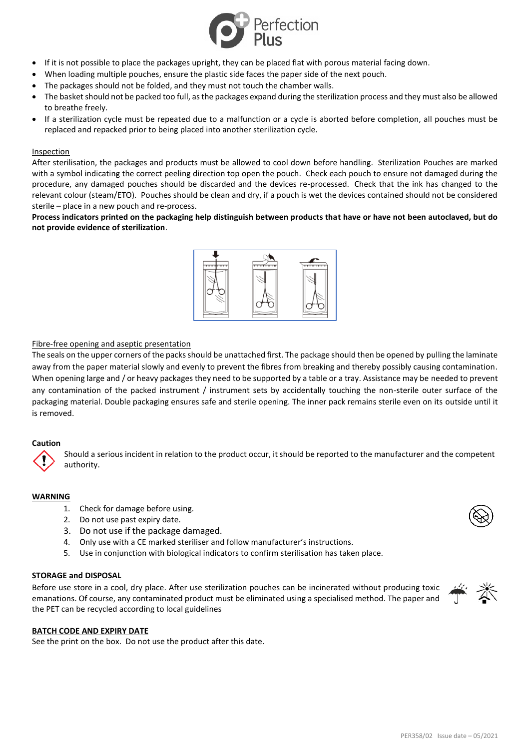- If it is not possible to place the packages upright, they can be placed flat with porous material facing down.
- When loading multiple pouches, ensure the plastic side faces the paper side of the next pouch.
- The packages should not be folded, and they must not touch the chamber walls.
- The basket should not be packed too full, as the packages expand during the sterilization process and they must also be allowed to breathe freely.
- If a sterilization cycle must be repeated due to a malfunction or a cycle is aborted before completion, all pouches must be replaced and repacked prior to being placed into another sterilization cycle.

Inspection

After sterilisation, the packages and products must be allowed to cool down before handling. Sterilization Pouches are marked with a symbol indicating the correct peeling direction top open the pouch. Check each pouch to ensure not damaged during the procedure, any damaged pouches should be discarded and the devices re-processed. Check that the ink has changed to the relevant colour (steam/ETO). Pouches should be clean and dry, if a pouch is wet the devices contained should not be considered sterile – place in a new pouch and re-process.

**Process indicators printed on the packaging help distinguish between products that have or have not been autoclaved, but do not provide evidence of sterilization**.

Fibre-free opening and aseptic presentation

The seals on the upper corners of the packs should be unattached first. The package should then be opened by pulling the laminate away from the paper material slowly and evenly to prevent the fibres from breaking and thereby possibly causing contamination. When opening large and / or heavy packages they need to be supported by a table or a tray. Assistance may be needed to prevent any contamination of the packed instrument / instrument sets by accidentally touching the non-sterile outer surface of the packaging material. Double packaging ensures safe and sterile opening. The inner pack remains sterile even on its outside until it is removed.

**Caution**

Should a serious incident in relation to the product occur, it should be reported to the manufacturer and the competent authority.

**WARNING**

1. Check for damage before using.
2. Do not use past expiry date.
3. Do not use if the package damaged.
4. Only use with a CE marked steriliser and follow manufacturer's instructions.
5. Use in conjunction with biological indicators to confirm sterilisation has taken place.

**STORAGE and DISPOSAL**

Before use store in a cool, dry place. After use sterilization pouches can be incinerated without producing toxic emanations. Of course, any contaminated product must be eliminated using a specialised method. The paper and the PET can be recycled according to local guidelines

**BATCH CODE AND EXPIRY DATE**

See the print on the box. Do not use the product after this date.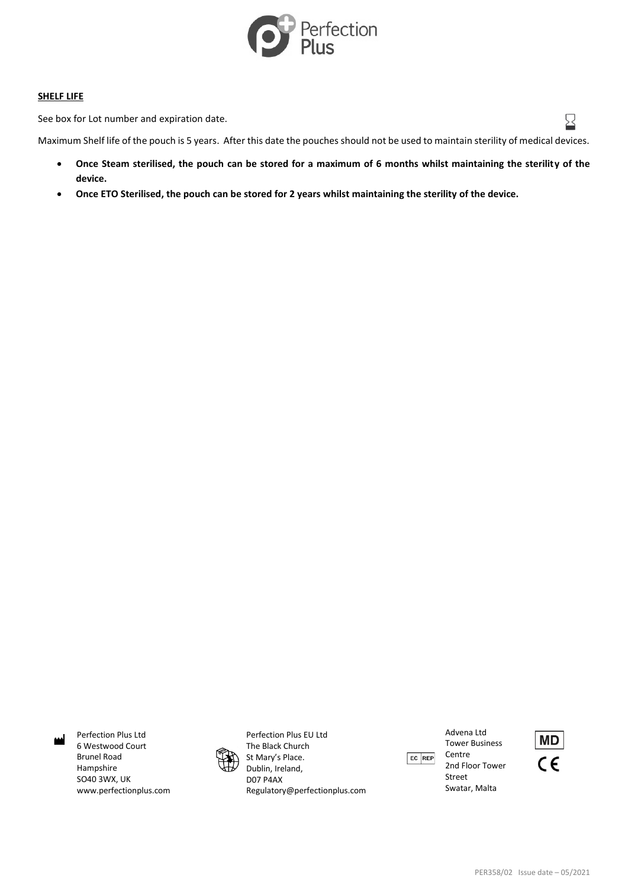**SHELF LIFE**

See box for Lot number and expiration date.

Maximum Shelf life of the pouch is 5 years. After this date the pouches should not be used to maintain sterility of medical devices.

- **Once Steam sterilised, the pouch can be stored for a maximum of 6 months whilst maintaining the sterility of the device.**
- **Once ETO Sterilised, the pouch can be stored for 2 years whilst maintaining the sterility of the device.**

Perfection Plus Ltd
6 Westwood Court
Brunel Road
Hampshire
SO40 3WX, UK
www.perfectionplus.com

Perfection Plus EU Ltd
The Black Church
St Mary's Place.
Dublin, Ireland,
D07 P4AX
Regulatory@perfectionplus.com

EC REP

Advena Ltd
Tower Business Centre
2nd Floor Tower Street
Swatar, Malta

MD

CE

PER358/02 Issue date – 05/2021